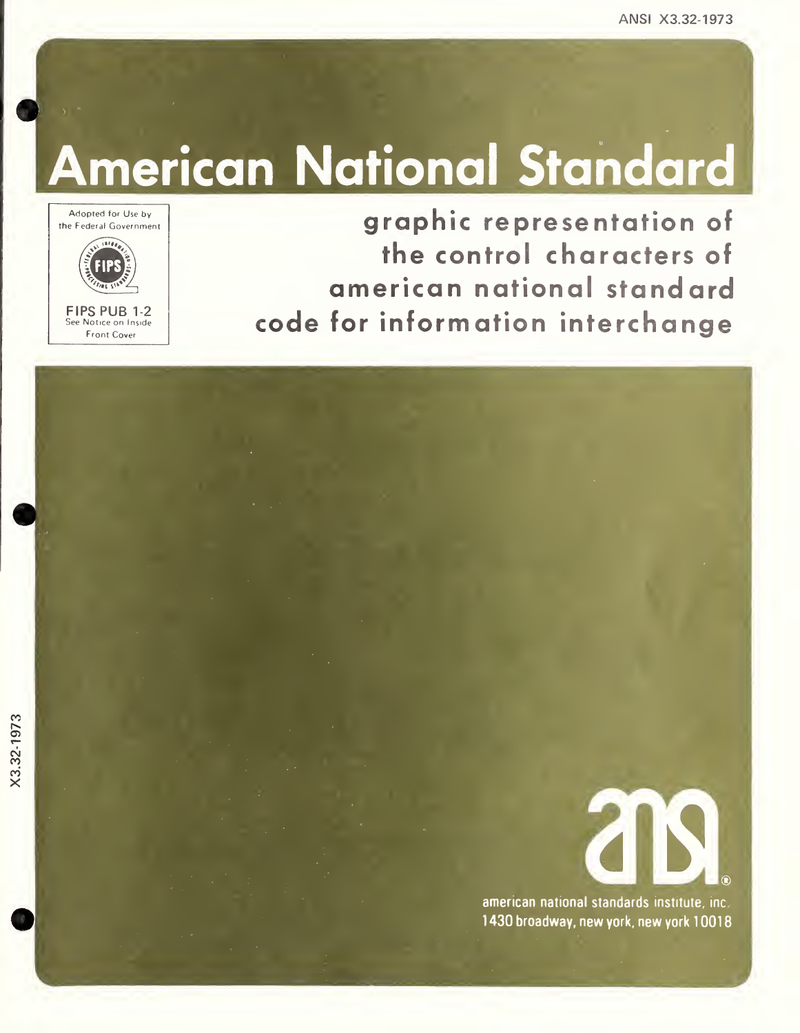ANSI X3.32-1973

# American National Standard

Adopted for Use by the Federal Government

FIPS

FIPS PUB 1-2
See Notice on Inside Front Cover

## graphic representation of the control characters of american national standard code for information interchange

X3.32-1973

ansi

american national standards institute, inc.
1430 broadway, new york, new york 10018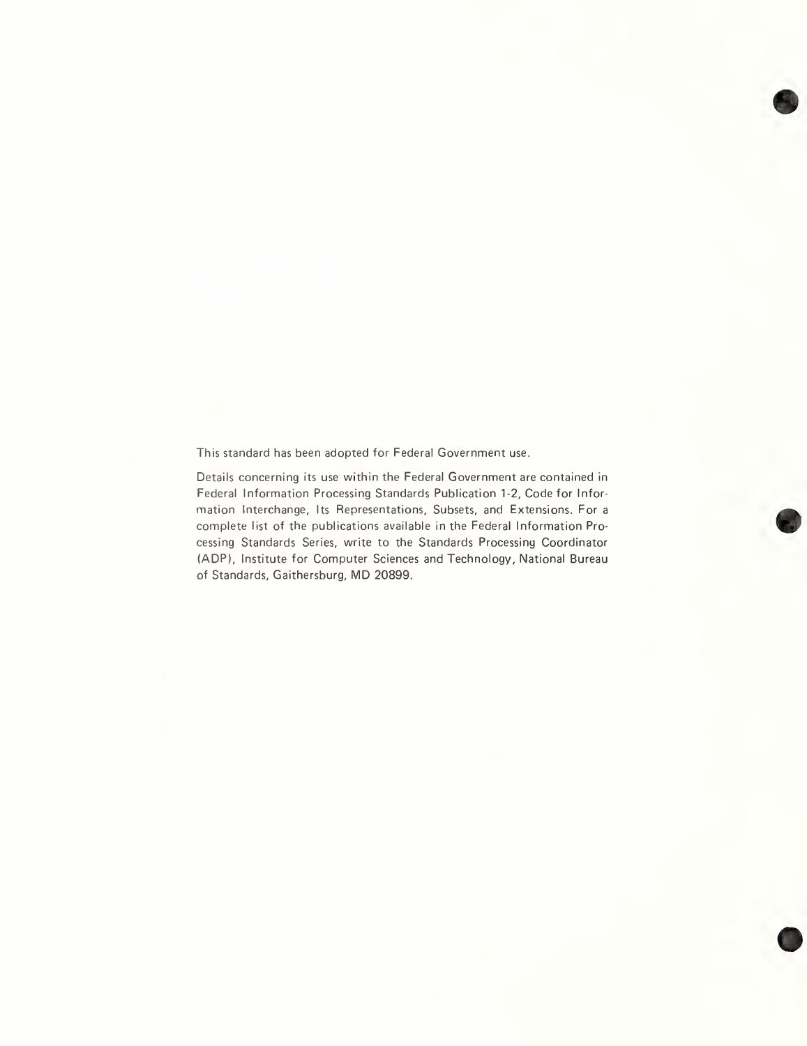This standard has been adopted for Federal Government use.

Details concerning its use within the Federal Government are contained in Federal Information Processing Standards Publication 1-2, Code for Information Interchange, Its Representations, Subsets, and Extensions. For a complete list of the publications available in the Federal Information Processing Standards Series, write to the Standards Processing Coordinator (ADP), Institute for Computer Sciences and Technology, National Bureau of Standards, Gaithersburg, MD 20899.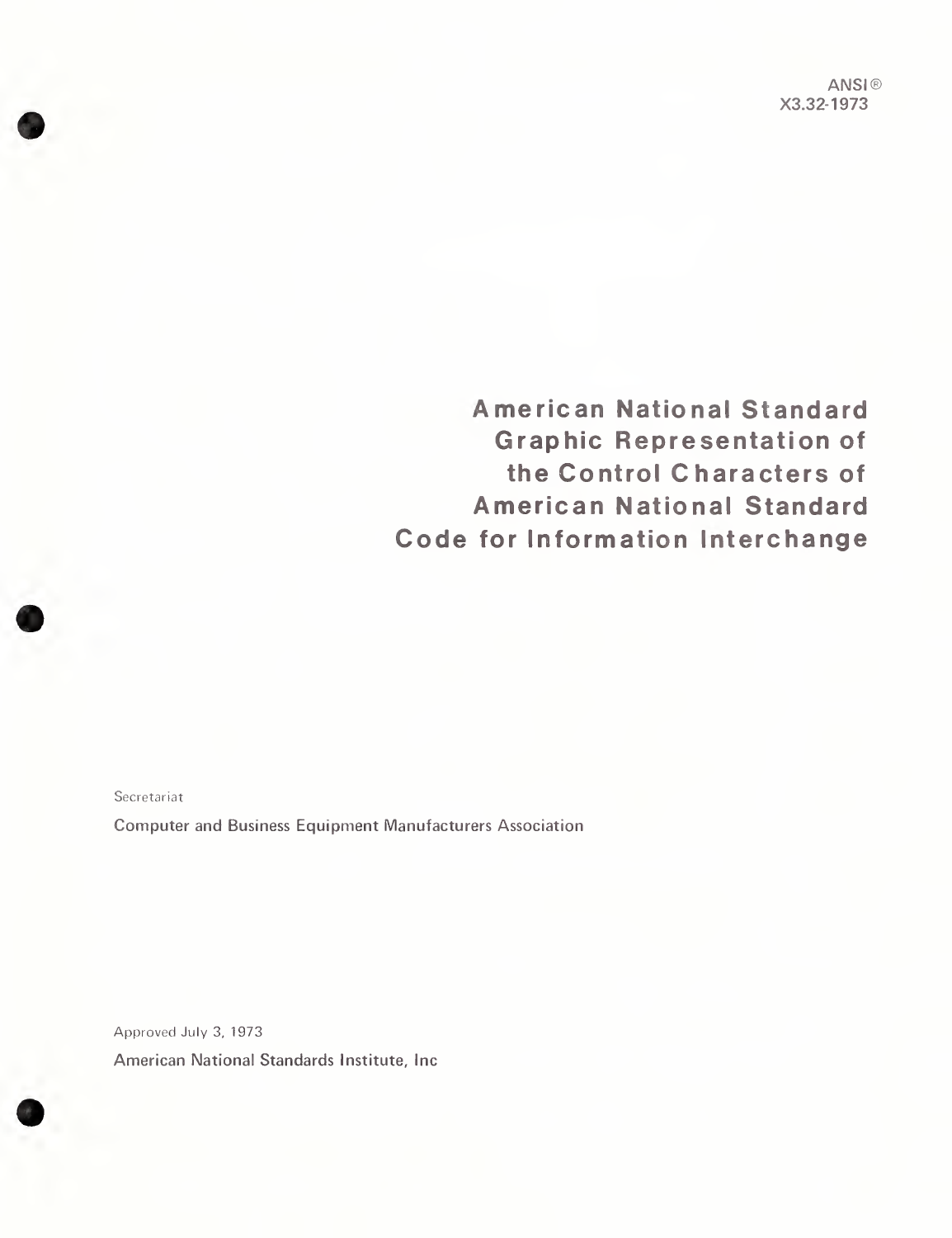ANSI®
X3.32-1973

# American National Standard Graphic Representation of the Control Characters of American National Standard Code for Information Interchange

Secretariat

Computer and Business Equipment Manufacturers Association

Approved July 3, 1973

American National Standards Institute, Inc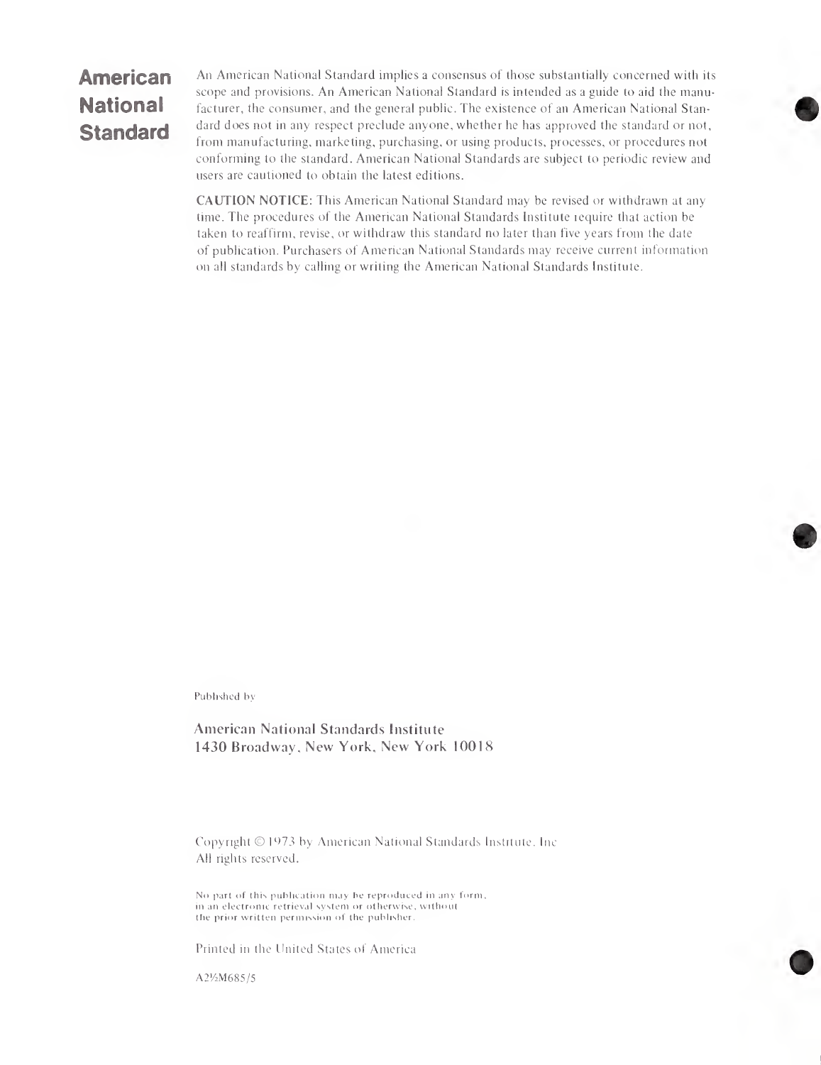**American National Standard**

An American National Standard implies a consensus of those substantially concerned with its scope and provisions. An American National Standard is intended as a guide to aid the manufacturer, the consumer, and the general public. The existence of an American National Standard does not in any respect preclude anyone, whether he has approved the standard or not, from manufacturing, marketing, purchasing, or using products, processes, or procedures not conforming to the standard. American National Standards are subject to periodic review and users are cautioned to obtain the latest editions.

**CAUTION NOTICE:** This American National Standard may be revised or withdrawn at any time. The procedures of the American National Standards Institute require that action be taken to reaffirm, revise, or withdraw this standard no later than five years from the date of publication. Purchasers of American National Standards may receive current information on all standards by calling or writing the American National Standards Institute.

Published by

American National Standards Institute
1430 Broadway, New York, New York 10018

Copyright © 1973 by American National Standards Institute, Inc
All rights reserved.

No part of this publication may be reproduced in any form, in an electronic retrieval system or otherwise, without the prior written permission of the publisher.

Printed in the United States of America

A2½M685/5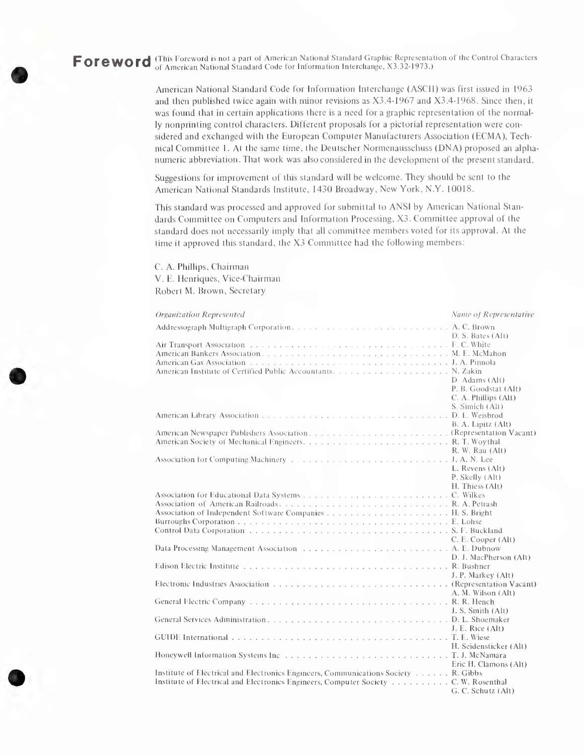# Foreword

(This Foreword is not a part of American National Standard Graphic Representation of the Control Characters of American National Standard Code for Information Interchange, X3.32-1973.)

American National Standard Code for Information Interchange (ASCII) was first issued in 1963 and then published twice again with minor revisions as X3.4-1967 and X3.4-1968. Since then, it was found that in certain applications there is a need for a graphic representation of the normally nonprinting control characters. Different proposals for a pictorial representation were considered and exchanged with the European Computer Manufacturers Association (ECMA), Technical Committee 1. At the same time, the Deutscher Normenausschuss (DNA) proposed an alphanumeric abbreviation. That work was also considered in the development of the present standard.

Suggestions for improvement of this standard will be welcome. They should be sent to the American National Standards Institute, 1430 Broadway, New York, N.Y. 10018.

This standard was processed and approved for submittal to ANSI by American National Standards Committee on Computers and Information Processing, X3. Committee approval of the standard does not necessarily imply that all committee members voted for its approval. At the time it approved this standard, the X3 Committee had the following members:

C. A. Phillips, Chairman
V. E. Henriques, Vice-Chairman
Robert M. Brown, Secretary

| *Organization Represented* | *Name of Representative* |
|---|---|
| Addressograph Multigraph Corporation | A. C. Brown |
| | D. S. Bates (Alt) |
| Air Transport Association | F. C. White |
| American Bankers Association | M. E. McMahon |
| American Gas Association | J. A. Pinnola |
| American Institute of Certified Public Accountants | N. Zakin |
| | D. Adams (Alt) |
| | P. B. Goodstat (Alt) |
| | C. A. Phillips (Alt) |
| | S. Simich (Alt) |
| American Library Association | D. L. Weisbrod |
| | B. A. Lipitz (Alt) |
| American Newspaper Publishers Association | (Representation Vacant) |
| American Society of Mechanical Engineers | R. T. Woythal |
| | R. W. Rau (Alt) |
| Association for Computing Machinery | J. A. N. Lee |
| | L. Revens (Alt) |
| | P. Skelly (Alt) |
| | H. Thiess (Alt) |
| Association for Educational Data Systems | C. Wilkes |
| Association of American Railroads | R. A. Petrash |
| Association of Independent Software Companies | H. S. Bright |
| Burroughs Corporation | E. Lohse |
| Control Data Corporation | S. F. Buckland |
| | C. E. Cooper (Alt) |
| Data Processing Management Association | A. E. Dubnow |
| | D. J. MacPherson (Alt) |
| Edison Electric Institute | R. Bushner |
| | J. P. Markey (Alt) |
| Electronic Industries Association | (Representation Vacant) |
| | A. M. Wilson (Alt) |
| General Electric Company | R. R. Hench |
| | J. S. Smith (Alt) |
| General Services Administration | D. L. Shoemaker |
| | J. E. Rice (Alt) |
| GUIDE International | T. E. Wiese |
| | H. Seidensticker (Alt) |
| Honeywell Information Systems Inc | T. J. McNamara |
| | Eric H. Clamons (Alt) |
| Institute of Electrical and Electronics Engineers, Communications Society | R. Gibbs |
| Institute of Electrical and Electronics Engineers, Computer Society | C. W. Rosenthal |
| | G. C. Schutz (Alt) |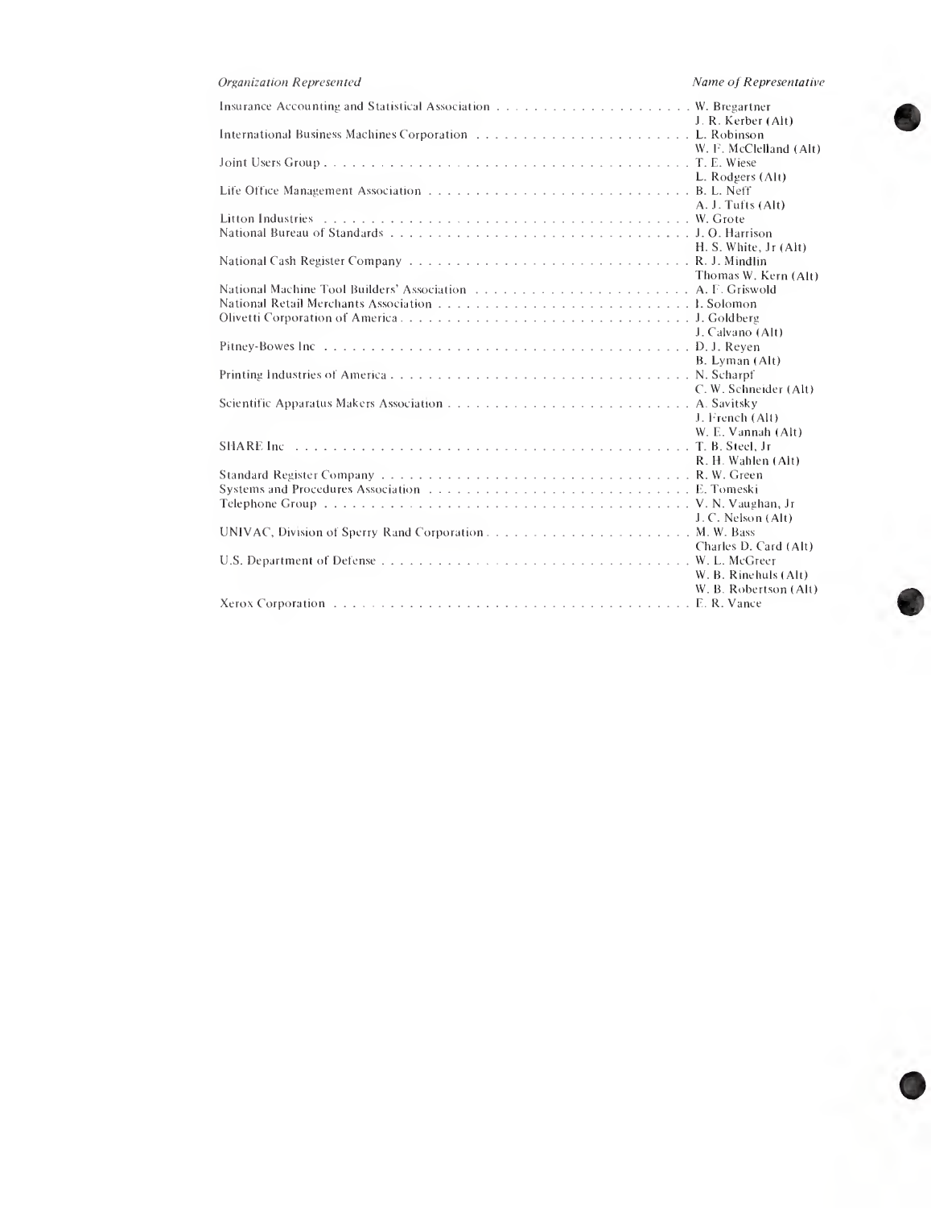| *Organization Represented* | *Name of Representative* |
|---|---|
| Insurance Accounting and Statistical Association | W. Bregartner |
| | J. R. Kerber (Alt) |
| International Business Machines Corporation | L. Robinson |
| | W. F. McClelland (Alt) |
| Joint Users Group | T. E. Wiese |
| | L. Rodgers (Alt) |
| Life Office Management Association | B. L. Neff |
| | A. J. Tufts (Alt) |
| Litton Industries | W. Grote |
| National Bureau of Standards | J. O. Harrison |
| | H. S. White, Jr (Alt) |
| National Cash Register Company | R. J. Mindlin |
| | Thomas W. Kern (Alt) |
| National Machine Tool Builders' Association | A. F. Griswold |
| National Retail Merchants Association | I. Solomon |
| Olivetti Corporation of America | J. Goldberg |
| | J. Calvano (Alt) |
| Pitney-Bowes Inc | D. J. Reyen |
| | B. Lyman (Alt) |
| Printing Industries of America | N. Scharpf |
| | C. W. Schneider (Alt) |
| Scientific Apparatus Makers Association | A. Savitsky |
| | J. French (Alt) |
| | W. E. Vannah (Alt) |
| SHARE Inc | T. B. Steel, Jr |
| | R. H. Wahlen (Alt) |
| Standard Register Company | R. W. Green |
| Systems and Procedures Association | E. Tomeski |
| Telephone Group | V. N. Vaughan, Jr |
| | J. C. Nelson (Alt) |
| UNIVAC, Division of Sperry Rand Corporation | M. W. Bass |
| | Charles D. Card (Alt) |
| U.S. Department of Defense | W. L. McGreer |
| | W. B. Rinehuls (Alt) |
| | W. B. Robertson (Alt) |
| Xerox Corporation | E. R. Vance |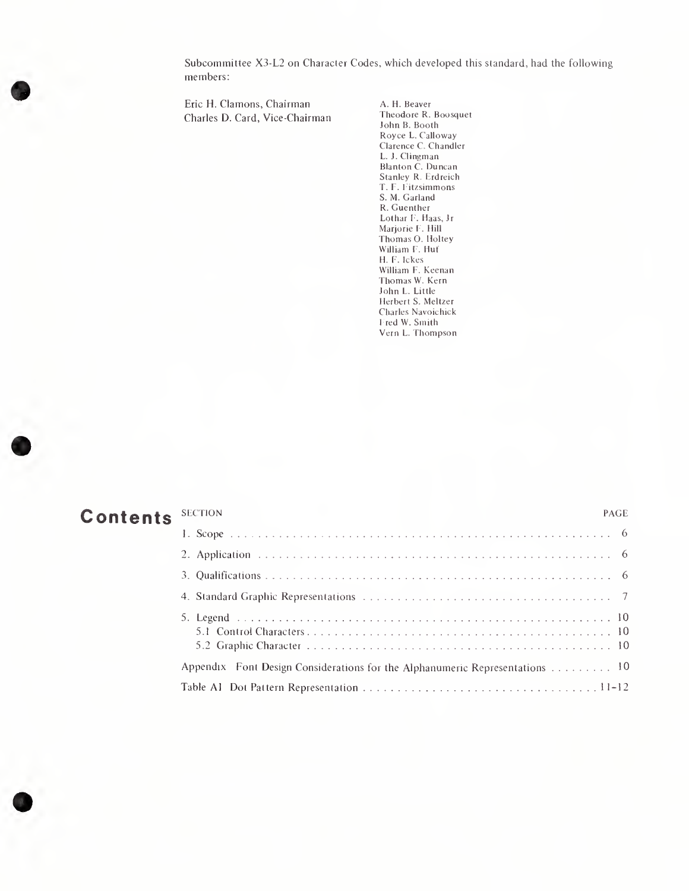Subcommittee X3-L2 on Character Codes, which developed this standard, had the following members:

Eric H. Clamons, Chairman
Charles D. Card, Vice-Chairman

A. H. Beaver
Theodore R. Boosquet
John B. Booth
Royce L. Calloway
Clarence C. Chandler
L. J. Clingman
Blanton C. Duncan
Stanley R. Erdreich
T. F. Fitzsimmons
S. M. Garland
R. Guenther
Lothar F. Haas, Jr
Marjorie F. Hill
Thomas O. Holtey
William F. Huf
H. F. Ickes
William F. Keenan
Thomas W. Kern
John L. Little
Herbert S. Meltzer
Charles Navoichick
Fred W. Smith
Vern L. Thompson

# Contents

| SECTION | PAGE |
|---|---|
| 1. Scope | 6 |
| 2. Application | 6 |
| 3. Qualifications | 6 |
| 4. Standard Graphic Representations | 7 |
| 5. Legend | 10 |
| 5.1 Control Characters | 10 |
| 5.2 Graphic Character | 10 |
| Appendix Font Design Considerations for the Alphanumeric Representations | 10 |
| Table A1 Dot Pattern Representation | 11-12 |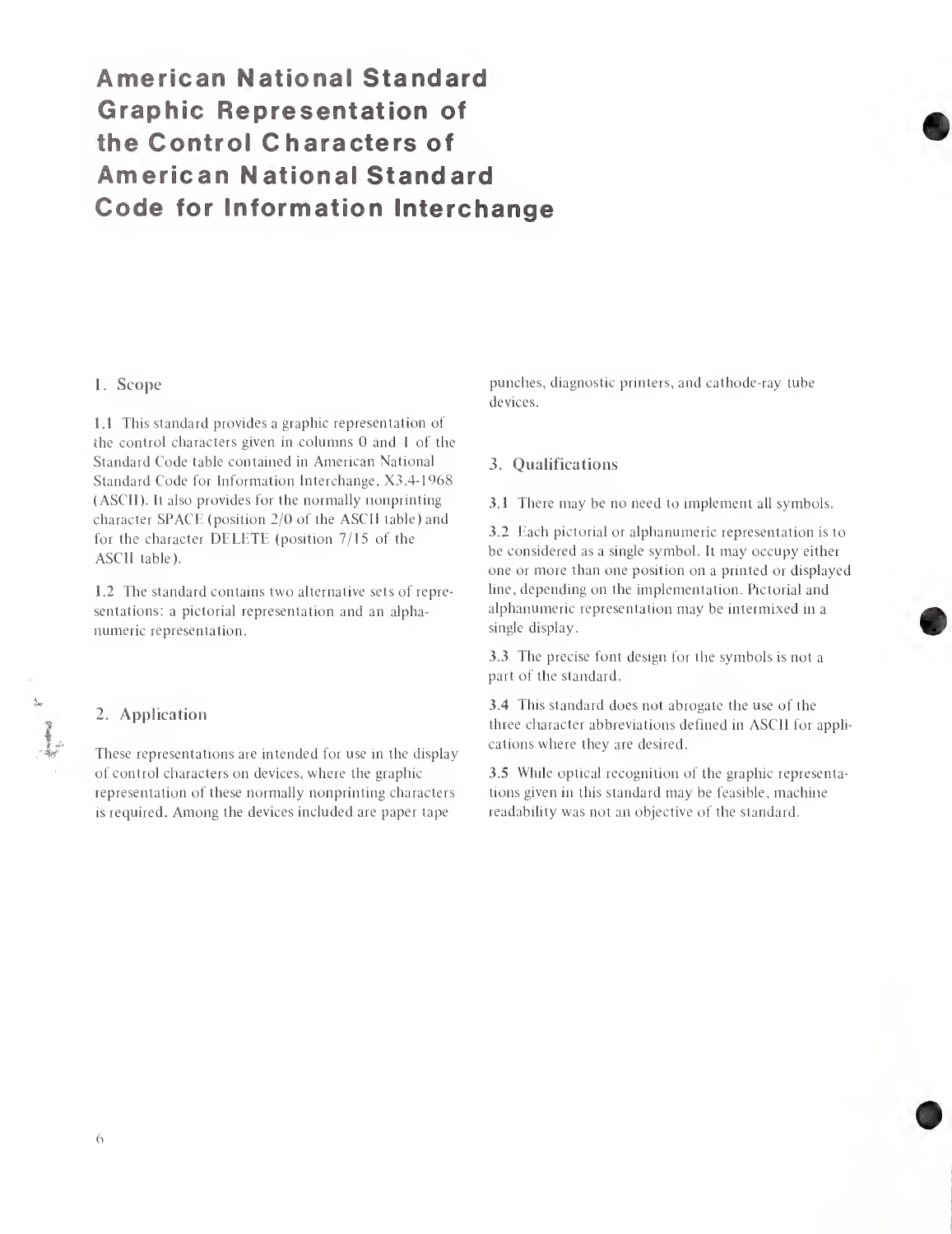# American National Standard Graphic Representation of the Control Characters of American National Standard Code for Information Interchange

## 1. Scope

1.1 This standard provides a graphic representation of the control characters given in columns 0 and 1 of the Standard Code table contained in American National Standard Code for Information Interchange, X3.4-1968 (ASCII). It also provides for the normally nonprinting character SPACE (position 2/0 of the ASCII table) and for the character DELETE (position 7/15 of the ASCII table).

1.2 The standard contains two alternative sets of representations: a pictorial representation and an alphanumeric representation.

## 2. Application

These representations are intended for use in the display of control characters on devices, where the graphic representation of these normally nonprinting characters is required. Among the devices included are paper tape punches, diagnostic printers, and cathode-ray tube devices.

## 3. Qualifications

3.1 There may be no need to implement all symbols.

3.2 Each pictorial or alphanumeric representation is to be considered as a single symbol. It may occupy either one or more than one position on a printed or displayed line, depending on the implementation. Pictorial and alphanumeric representation may be intermixed in a single display.

3.3 The precise font design for the symbols is not a part of the standard.

3.4 This standard does not abrogate the use of the three character abbreviations defined in ASCII for applications where they are desired.

3.5 While optical recognition of the graphic representations given in this standard may be feasible, machine readability was not an objective of the standard.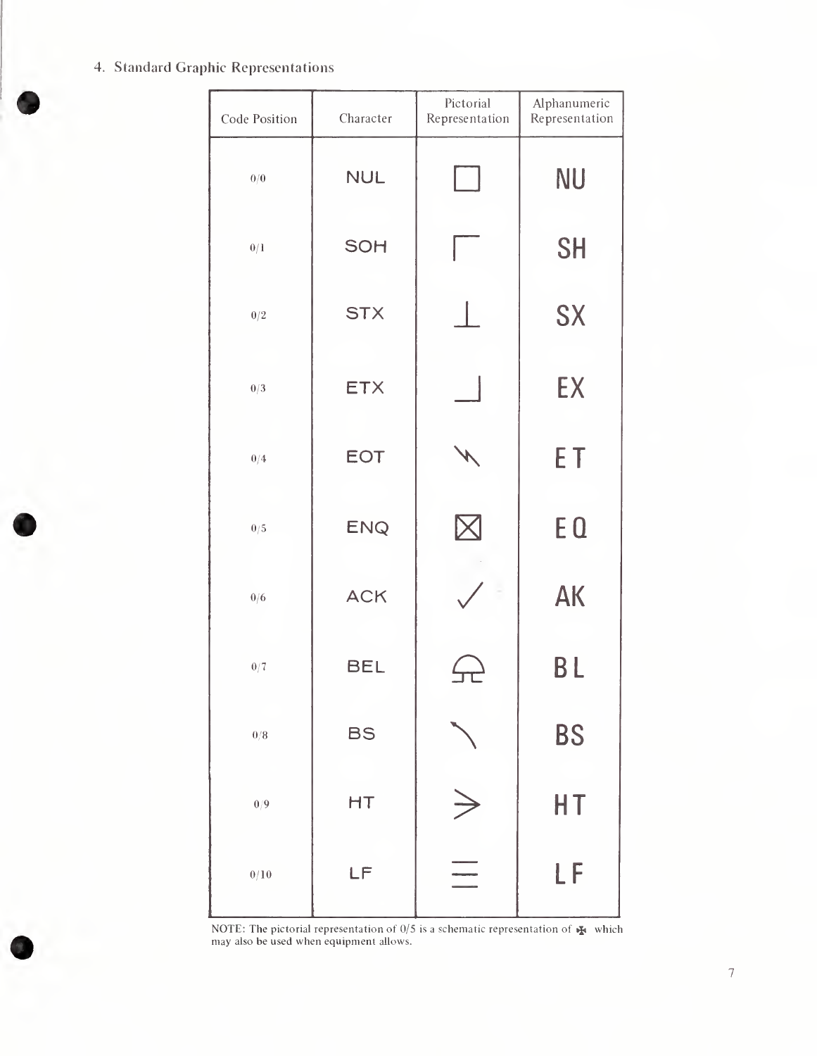## 4. Standard Graphic Representations

| Code Position | Character | Pictorial Representation | Alphanumeric Representation |
|---|---|---|---|
| 0/0 | NUL | □ | NU |
| 0/1 | SOH | ┌ | SH |
| 0/2 | STX | ⊥ | SX |
| 0/3 | ETX | ┘ | EX |
| 0/4 | EOT | ↯ | ET |
| 0/5 | ENQ | ⊠ | EQ |
| 0/6 | ACK | ✓ | AK |
| 0/7 | BEL | ⍾ | BL |
| 0/8 | BS | ↖ | BS |
| 0/9 | HT | ⪢ | HT |
| 0/10 | LF | ≡ | LF |

NOTE: The pictorial representation of 0/5 is a schematic representation of ✠ which may also be used when equipment allows.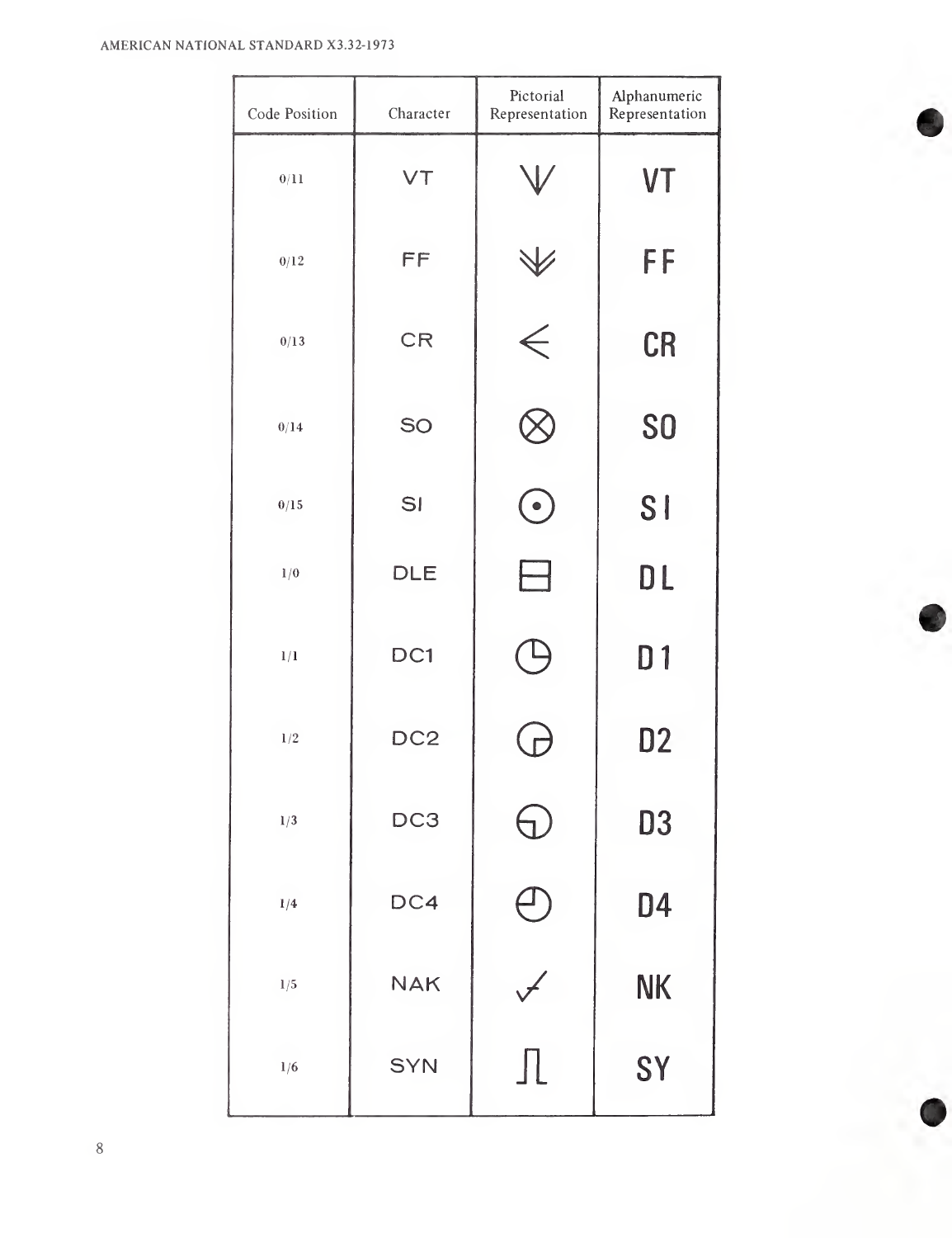| Code Position | Character | Pictorial Representation | Alphanumeric Representation |
|---|---|---|---|
| 0/11 | VT | ⩔ | VT |
| 0/12 | FF | ⩔ | FF |
| 0/13 | CR | < | CR |
| 0/14 | SO | ⊗ | SO |
| 0/15 | SI | ⊙ | SI |
| 1/0 | DLE | ⊟ | DL |
| 1/1 | DC1 | ◷ | D1 |
| 1/2 | DC2 | ◶ | D2 |
| 1/3 | DC3 | ◵ | D3 |
| 1/4 | DC4 | ◴ | D4 |
| 1/5 | NAK | ✓ | NK |
| 1/6 | SYN | ⎍ | SY |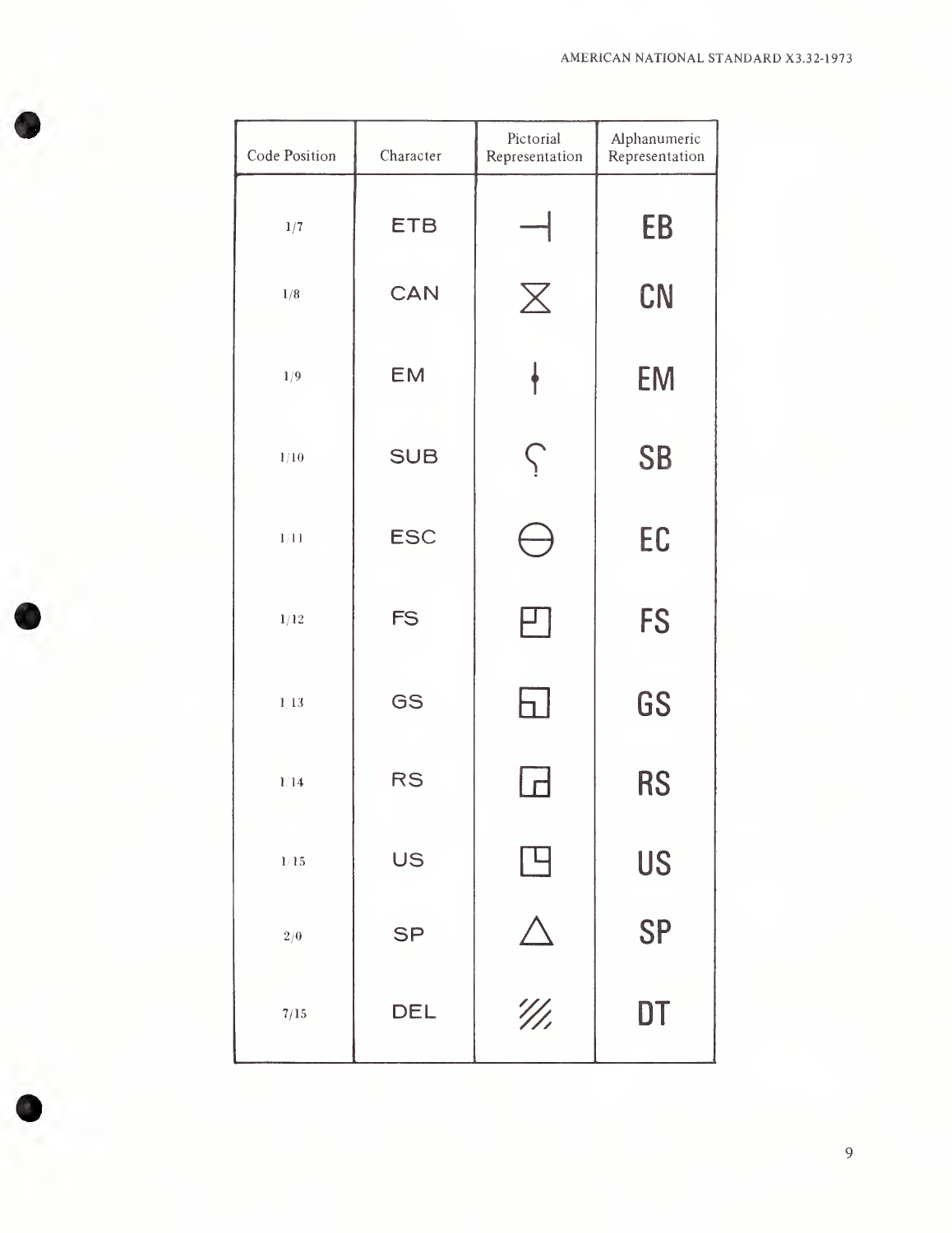| Code Position | Character | Pictorial Representation | Alphanumeric Representation |
|---|---|---|---|
| 1/7 | ETB | ⊣ | EB |
| 1/8 | CAN | ⧗ | CN |
| 1/9 | EM | ⍿ | EM |
| 1/10 | SUB | ʔ | SB |
| 1/11 | ESC | ⊖ | EC |
| 1/12 | FS | ⌜ | FS |
| 1/13 | GS | ⌝ | GS |
| 1/14 | RS | ⌞ | RS |
| 1/15 | US | ⌟ | US |
| 2/0 | SP | △ | SP |
| 7/15 | DEL | ⫽ | DT |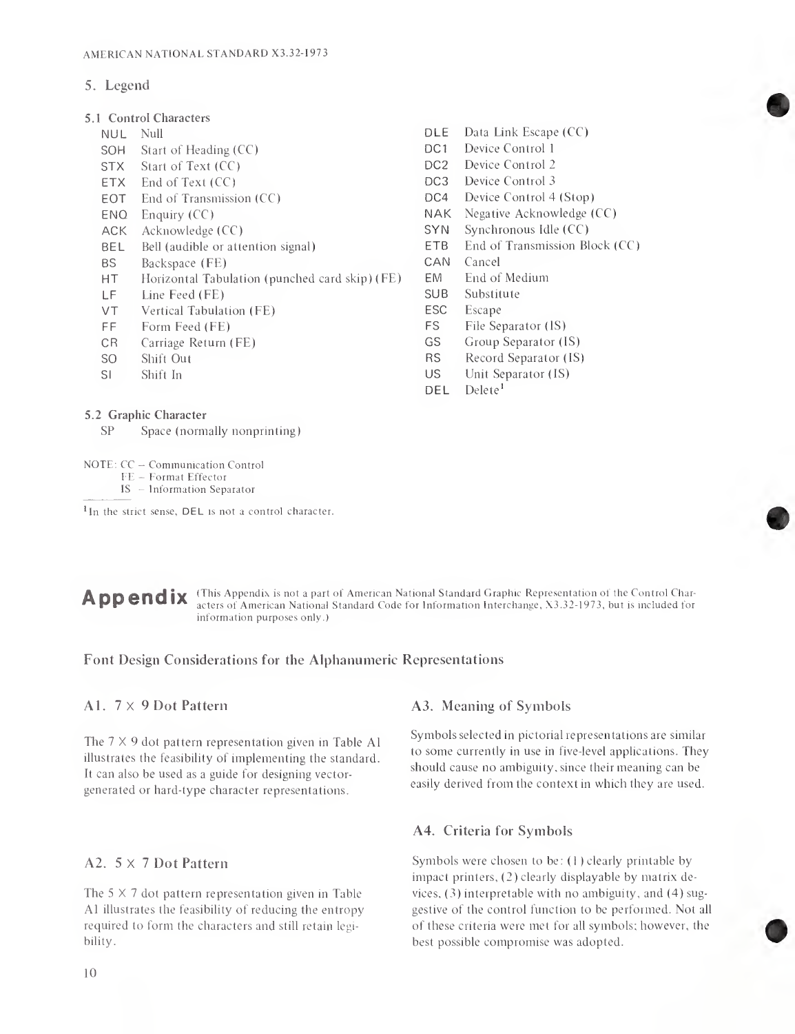## 5. Legend

### 5.1 Control Characters

| | |
|---|---|
| NUL | Null |
| SOH | Start of Heading (CC) |
| STX | Start of Text (CC) |
| ETX | End of Text (CC) |
| EOT | End of Transmission (CC) |
| ENQ | Enquiry (CC) |
| ACK | Acknowledge (CC) |
| BEL | Bell (audible or attention signal) |
| BS | Backspace (FE) |
| HT | Horizontal Tabulation (punched card skip) (FE) |
| LF | Line Feed (FE) |
| VT | Vertical Tabulation (FE) |
| FF | Form Feed (FE) |
| CR | Carriage Return (FE) |
| SO | Shift Out |
| SI | Shift In |
| DLE | Data Link Escape (CC) |
| DC1 | Device Control 1 |
| DC2 | Device Control 2 |
| DC3 | Device Control 3 |
| DC4 | Device Control 4 (Stop) |
| NAK | Negative Acknowledge (CC) |
| SYN | Synchronous Idle (CC) |
| ETB | End of Transmission Block (CC) |
| CAN | Cancel |
| EM | End of Medium |
| SUB | Substitute |
| ESC | Escape |
| FS | File Separator (IS) |
| GS | Group Separator (IS) |
| RS | Record Separator (IS) |
| US | Unit Separator (IS) |
| DEL | Delete[1] |

### 5.2 Graphic Character

SP Space (normally nonprinting)

NOTE: CC – Communication Control
FE – Format Effector
IS – Information Separator

[1] In the strict sense, DEL is not a control character.

# Appendix

(This Appendix is not a part of American National Standard Graphic Representation of the Control Characters of American National Standard Code for Information Interchange, X3.32-1973, but is included for information purposes only.)

## Font Design Considerations for the Alphanumeric Representations

### A1. 7 × 9 Dot Pattern

The 7 × 9 dot pattern representation given in Table A1 illustrates the feasibility of implementing the standard. It can also be used as a guide for designing vector-generated or hard-type character representations.

### A2. 5 × 7 Dot Pattern

The 5 × 7 dot pattern representation given in Table A1 illustrates the feasibility of reducing the entropy required to form the characters and still retain legibility.

### A3. Meaning of Symbols

Symbols selected in pictorial representations are similar to some currently in use in five-level applications. They should cause no ambiguity, since their meaning can be easily derived from the context in which they are used.

### A4. Criteria for Symbols

Symbols were chosen to be: (1) clearly printable by impact printers, (2) clearly displayable by matrix devices, (3) interpretable with no ambiguity, and (4) suggestive of the control function to be performed. Not all of these criteria were met for all symbols; however, the best possible compromise was adopted.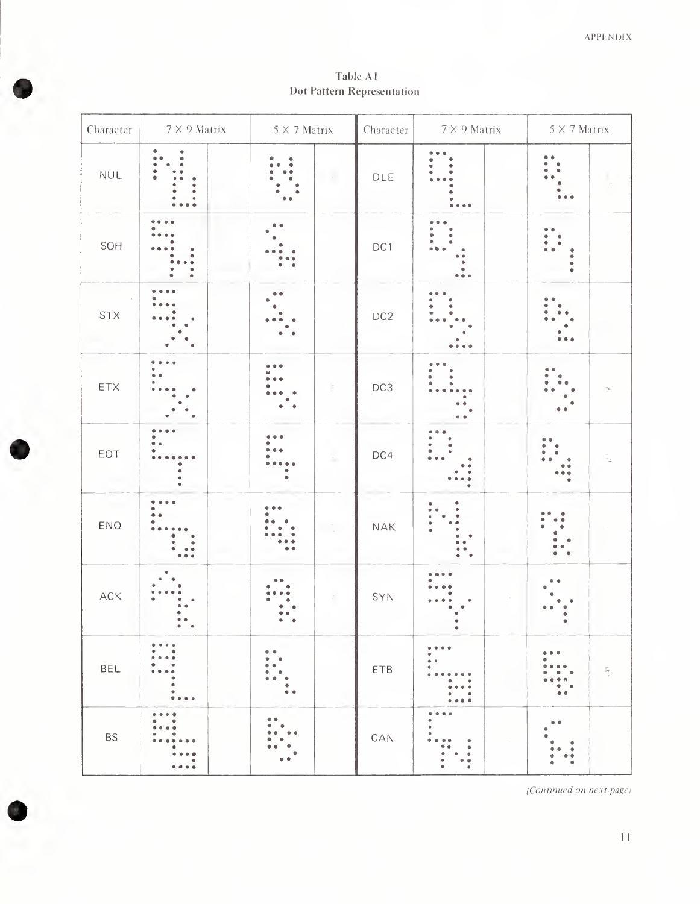Table A1
Dot Pattern Representation

| Character | 7 X 9 Matrix | 5 X 7 Matrix | Character | 7 X 9 Matrix | 5 X 7 Matrix |
|---|---|---|---|---|---|
| NUL | | | DLE | | |
| SOH | | | DC1 | | |
| STX | | | DC2 | | |
| ETX | | | DC3 | | |
| EOT | | | DC4 | | |
| ENQ | | | NAK | | |
| ACK | | | SYN | | |
| BEL | | | ETB | | |
| BS | | | CAN | | |

*(Continued on next page)*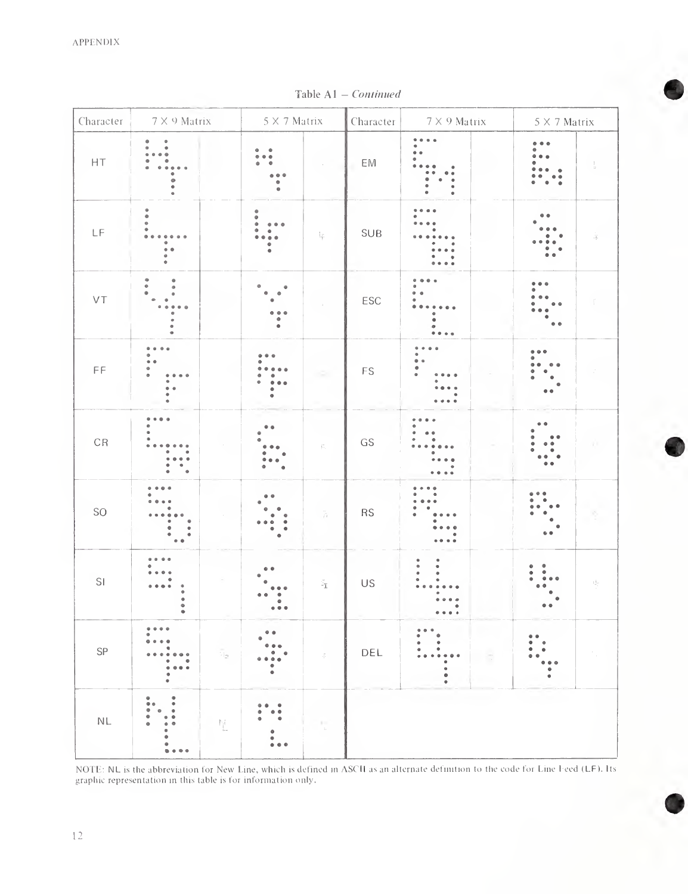Table A1 – *Continued*

| Character | 7 X 9 Matrix | 5 X 7 Matrix | Character | 7 X 9 Matrix | 5 X 7 Matrix |
|---|---|---|---|---|---|
| HT | | | EM | | |
| LF | | | SUB | | |
| VT | | | ESC | | |
| FF | | | FS | | |
| CR | | | GS | | |
| SO | | | RS | | |
| SI | | | US | | |
| SP | | | DEL | | |
| NL | | | | | |

NOTE: NL is the abbreviation for New Line, which is defined in ASCII as an alternate definition to the code for Line Feed (LF). Its graphic representation in this table is for information only.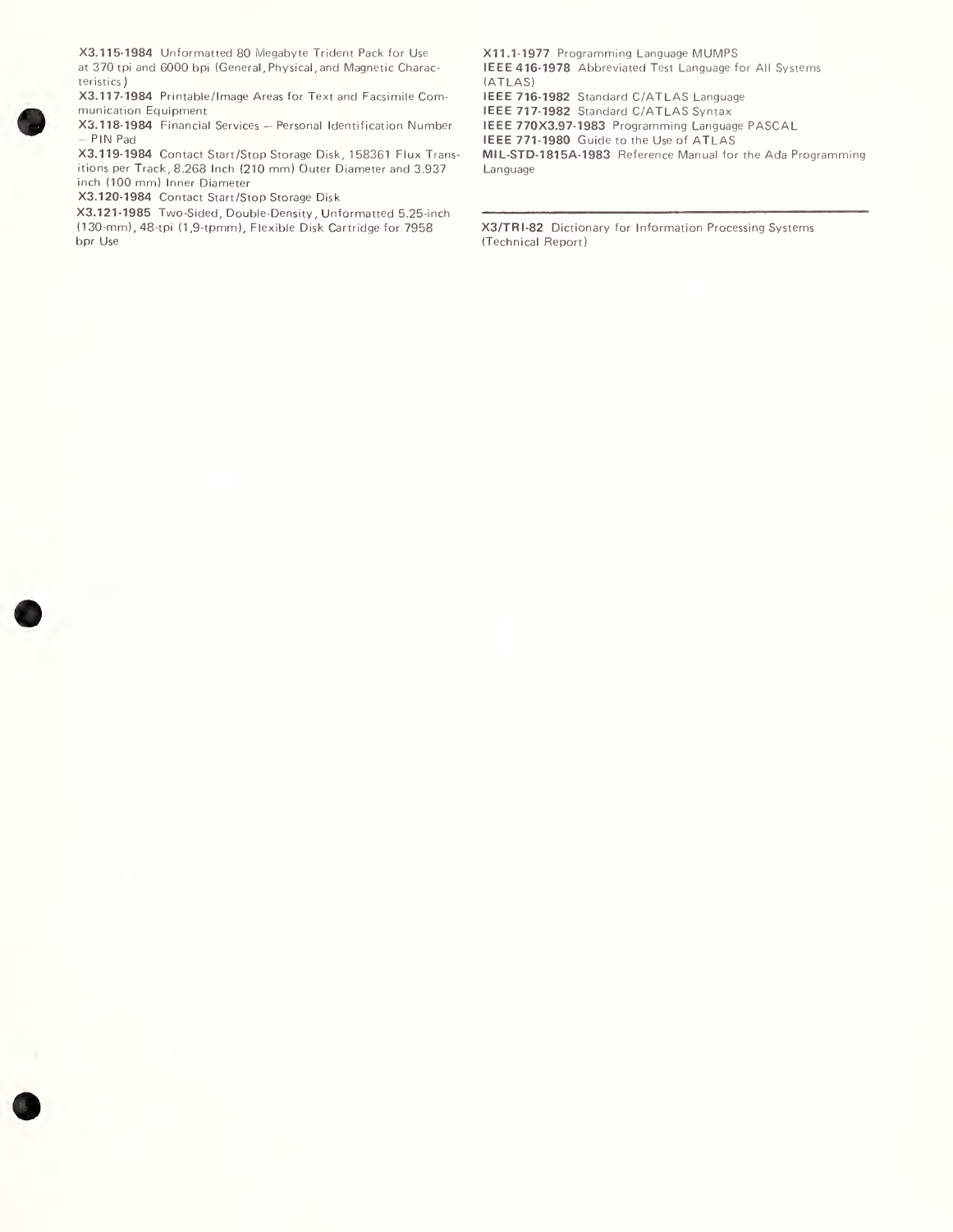**X3.115-1984** Unformatted 80 Megabyte Trident Pack for Use at 370 tpi and 6000 bpi (General, Physical, and Magnetic Characteristics)

**X3.117-1984** Printable/Image Areas for Text and Facsimile Communication Equipment

**X3.118-1984** Financial Services – Personal Identification Number – PIN Pad

**X3.119-1984** Contact Start/Stop Storage Disk, 158361 Flux Transitions per Track, 8.268 Inch (210 mm) Outer Diameter and 3.937 inch (100 mm) Inner Diameter

**X3.120-1984** Contact Start/Stop Storage Disk

**X3.121-1985** Two-Sided, Double-Density, Unformatted 5.25-inch (130-mm), 48-tpi (1,9-tpmm), Flexible Disk Cartridge for 7958 bpr Use

**X11.1-1977** Programming Language MUMPS

**IEEE 416-1978** Abbreviated Test Language for All Systems (ATLAS)

**IEEE 716-1982** Standard C/ATLAS Language

**IEEE 717-1982** Standard C/ATLAS Syntax

**IEEE 770X3.97-1983** Programming Language PASCAL

**IEEE 771-1980** Guide to the Use of ATLAS

**MIL-STD-1815A-1983** Reference Manual for the Ada Programming Language

---

**X3/TRI-82** Dictionary for Information Processing Systems (Technical Report)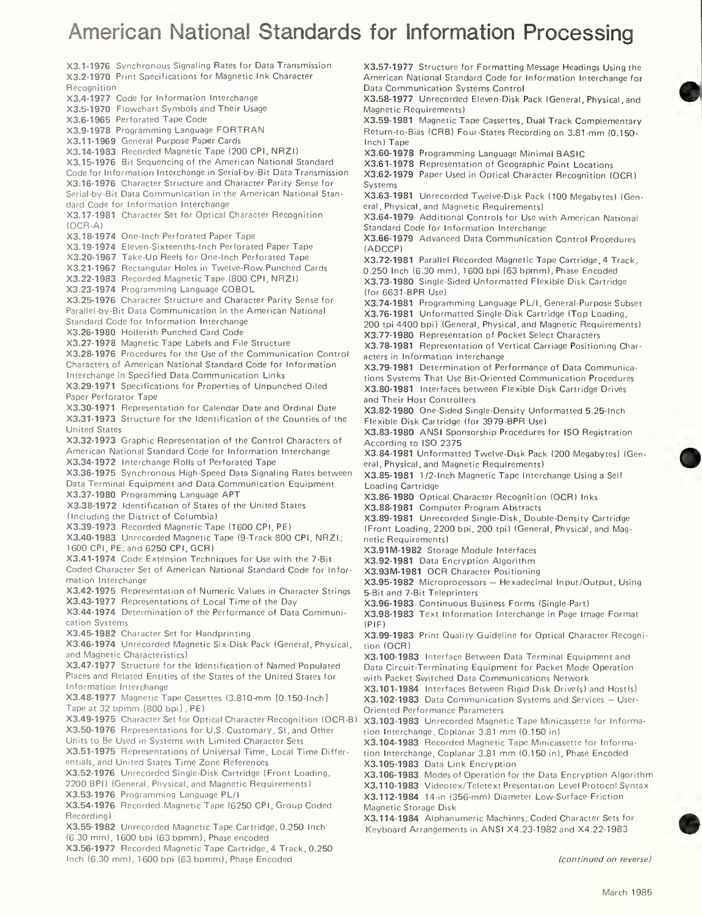# American National Standards for Information Processing

**X3.1-1976** Synchronous Signaling Rates for Data Transmission
**X3.2-1970** Print Specifications for Magnetic Ink Character Recognition
**X3.4-1977** Code for Information Interchange
**X3.5-1970** Flowchart Symbols and Their Usage
**X3.6-1965** Perforated Tape Code
**X3.9-1978** Programming Language FORTRAN
**X3.11-1969** General Purpose Paper Cards
**X3.14-1983** Recorded Magnetic Tape (200 CPI, NRZI)
**X3.15-1976** Bit Sequencing of the American National Standard Code for Information Interchange in Serial-by-Bit Data Transmission
**X3.16-1976** Character Structure and Character Parity Sense for Serial-by-Bit Data Communication in the American National Standard Code for Information Interchange
**X3.17-1981** Character Set for Optical Character Recognition (OCR-A)
**X3.18-1974** One-Inch Perforated Paper Tape
**X3.19-1974** Eleven-Sixteenths-Inch Perforated Paper Tape
**X3.20-1967** Take-Up Reels for One-Inch Perforated Tape
**X3.21-1967** Rectangular Holes in Twelve-Row Punched Cards
**X3.22-1983** Recorded Magnetic Tape (800 CPI, NRZI)
**X3.23-1974** Programming Language COBOL
**X3.25-1976** Character Structure and Character Parity Sense for Parallel-by-Bit Data Communication in the American National Standard Code for Information Interchange
**X3.26-1980** Hollerith Punched Card Code
**X3.27-1978** Magnetic Tape Labels and File Structure
**X3.28-1976** Procedures for the Use of the Communication Control Characters of American National Standard Code for Information Interchange in Specified Data Communication Links
**X3.29-1971** Specifications for Properties of Unpunched Oiled Paper Perforator Tape
**X3.30-1971** Representation for Calendar Date and Ordinal Date
**X3.31-1973** Structure for the Identification of the Counties of the United States
**X3.32-1973** Graphic Representation of the Control Characters of American National Standard Code for Information Interchange
**X3.34-1972** Interchange Rolls of Perforated Tape
**X3.36-1975** Synchronous High-Speed Data Signaling Rates between Data Terminal Equipment and Data Communication Equipment
**X3.37-1980** Programming Language APT
**X3.38-1972** Identification of States of the United States (Including the District of Columbia)
**X3.39-1973** Recorded Magnetic Tape (1600 CPI, PE)
**X3.40-1983** Unrecorded Magnetic Tape (9-Track 800 CPI, NRZI; 1600 CPI, PE; and 6250 CPI, GCR)
**X3.41-1974** Code Extension Techniques for Use with the 7-Bit Coded Character Set of American National Standard Code for Information Interchange
**X3.42-1975** Representation of Numeric Values in Character Strings
**X3.43-1977** Representations of Local Time of the Day
**X3.44-1974** Determination of the Performance of Data Communication Systems
**X3.45-1982** Character Set for Handprinting
**X3.46-1974** Unrecorded Magnetic Six-Disk Pack (General, Physical, and Magnetic Characteristics)
**X3.47-1977** Structure for the Identification of Named Populated Places and Related Entities of the States of the United States for Information Interchange
**X3.48-1977** Magnetic Tape Cassettes (3.810-mm [0.150-Inch] Tape at 32 bpmm [800 bpi], PE)
**X3.49-1975** Character Set for Optical Character Recognition (OCR-B)
**X3.50-1976** Representations for U.S. Customary, SI, and Other Units to Be Used in Systems with Limited Character Sets
**X3.51-1975** Representations of Universal Time, Local Time Differentials, and United States Time Zone References
**X3.52-1976** Unrecorded Single-Disk Cartridge (Front Loading, 2200 BPI) (General, Physical, and Magnetic Requirements)
**X3.53-1976** Programming Language PL/I
**X3.54-1976** Recorded Magnetic Tape (6250 CPI, Group Coded Recording)
**X3.55-1982** Unrecorded Magnetic Tape Cartridge, 0.250 Inch (6.30 mm), 1600 bpi (63 bpmm), Phase encoded
**X3.56-1977** Recorded Magnetic Tape Cartridge, 4 Track, 0.250 Inch (6.30 mm), 1600 bpi (63 bpmm), Phase Encoded
**X3.57-1977** Structure for Formatting Message Headings Using the American National Standard Code for Information Interchange for Data Communication Systems Control
**X3.58-1977** Unrecorded Eleven-Disk Pack (General, Physical, and Magnetic Requirements)
**X3.59-1981** Magnetic Tape Cassettes, Dual Track Complementary Return-to-Bias (CRB) Four-States Recording on 3.81-mm (0.150-Inch) Tape
**X3.60-1978** Programming Language Minimal BASIC
**X3.61-1978** Representation of Geographic Point Locations
**X3.62-1979** Paper Used in Optical Character Recognition (OCR) Systems
**X3.63-1981** Unrecorded Twelve-Disk Pack (100 Megabytes) (General, Physical, and Magnetic Requirements)
**X3.64-1979** Additional Controls for Use with American National Standard Code for Information Interchange
**X3.66-1979** Advanced Data Communication Control Procedures (ADCCP)
**X3.72-1981** Parallel Recorded Magnetic Tape Cartridge, 4 Track, 0.250 Inch (6.30 mm), 1600 bpi (63 bpmm), Phase Encoded
**X3.73-1980** Single-Sided Unformatted Flexible Disk Cartridge (for 6631-BPR Use)
**X3.74-1981** Programming Language PL/I, General-Purpose Subset
**X3.76-1981** Unformatted Single-Disk Cartridge (Top Loading, 200 tpi 4400 bpi) (General, Physical, and Magnetic Requirements)
**X3.77-1980** Representation of Pocket Select Characters
**X3.78-1981** Representation of Vertical Carriage Positioning Characters in Information Interchange
**X3.79-1981** Determination of Performance of Data Communications Systems That Use Bit-Oriented Communication Procedures
**X3.80-1981** Interfaces between Flexible Disk Cartridge Drives and Their Host Controllers
**X3.82-1980** One-Sided Single-Density Unformatted 5.25-Inch Flexible Disk Cartridge (for 3979-BPR Use)
**X3.83-1980** ANSI Sponsorship Procedures for ISO Registration According to ISO 2375
**X3.84-1981** Unformatted Twelve-Disk Pack (200 Megabytes) (General, Physical, and Magnetic Requirements)
**X3.85-1981** 1/2-Inch Magnetic Tape Interchange Using a Self Loading Cartridge
**X3.86-1980** Optical Character Recognition (OCR) Inks
**X3.88-1981** Computer Program Abstracts
**X3.89-1981** Unrecorded Single-Disk, Double-Density Cartridge (Front Loading, 2200 bpi, 200 tpi) (General, Physical, and Magnetic Requirements)
**X3.91M-1982** Storage Module Interfaces
**X3.92-1981** Data Encryption Algorithm
**X3.93M-1981** OCR Character Positioning
**X3.95-1982** Microprocessors — Hexadecimal Input/Output, Using 5-Bit and 7-Bit Teleprinters
**X3.96-1983** Continuous Business Forms (Single-Part)
**X3.98-1983** Text Information Interchange in Page Image Format (PIF)
**X3.99-1983** Print Quality Guideline for Optical Character Recognition (OCR)
**X3.100-1983** Interface Between Data Terminal Equipment and Data Circuit-Terminating Equipment for Packet Mode Operation with Packet Switched Data Communications Network
**X3.101-1984** Interfaces Between Rigid Disk Drive(s) and Host(s)
**X3.102-1983** Data Communication Systems and Services — User-Oriented Performance Parameters
**X3.103-1983** Unrecorded Magnetic Tape Minicassette for Information Interchange, Coplanar 3.81 mm (0.150 in)
**X3.104-1983** Recorded Magnetic Tape Minicassette for Information Interchange, Coplanar 3.81 mm (0.150 in), Phase Encoded
**X3.105-1983** Data Link Encryption
**X3.106-1983** Modes of Operation for the Data Encryption Algorithm
**X3.110-1983** Videotex/Teletext Presentation Level Protocol Syntax
**X3.112-1984** 14-in (356-mm) Diameter Low-Surface-Friction Magnetic Storage Disk
**X3.114-1984** Alphanumeric Machines; Coded Character Sets for Keyboard Arrangements in ANSI X4.23-1982 and X4.22-1983

*(continued on reverse)*

March 1985